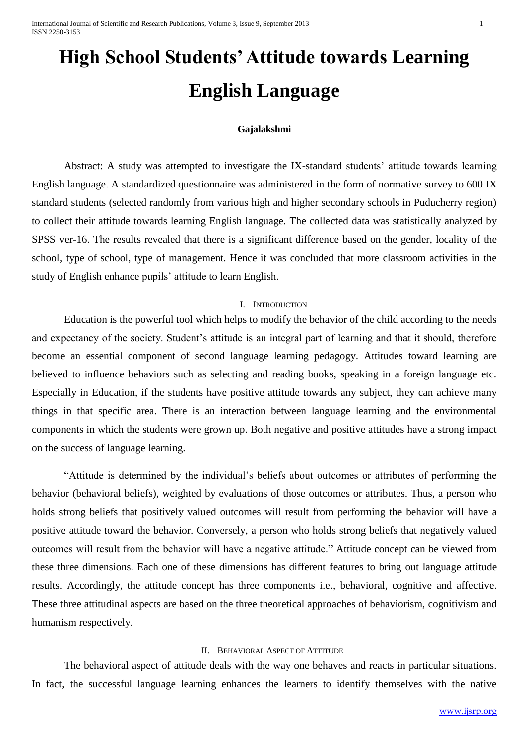# High School Students' Attitude towards Learning English Language

**Gajalakshmi**

Abstract: A study was attempted to investigate the IX-standard students' attitude towards learning English language. A standardized questionnaire was administered in the form of normative survey to 600 IX standard students (selected randomly from various high and higher secondary schools in Puducherry region) to collect their attitude towards learning English language. The collected data was statistically analyzed by SPSS ver-16. The results revealed that there is a significant difference based on the gender, locality of the school, type of school, type of management. Hence it was concluded that more classroom activities in the study of English enhance pupils' attitude to learn English.

## I. Introduction

Education is the powerful tool which helps to modify the behavior of the child according to the needs and expectancy of the society. Student's attitude is an integral part of learning and that it should, therefore become an essential component of second language learning pedagogy. Attitudes toward learning are believed to influence behaviors such as selecting and reading books, speaking in a foreign language etc. Especially in Education, if the students have positive attitude towards any subject, they can achieve many things in that specific area. There is an interaction between language learning and the environmental components in which the students were grown up. Both negative and positive attitudes have a strong impact on the success of language learning.

"Attitude is determined by the individual's beliefs about outcomes or attributes of performing the behavior (behavioral beliefs), weighted by evaluations of those outcomes or attributes. Thus, a person who holds strong beliefs that positively valued outcomes will result from performing the behavior will have a positive attitude toward the behavior. Conversely, a person who holds strong beliefs that negatively valued outcomes will result from the behavior will have a negative attitude." Attitude concept can be viewed from these three dimensions. Each one of these dimensions has different features to bring out language attitude results. Accordingly, the attitude concept has three components i.e., behavioral, cognitive and affective. These three attitudinal aspects are based on the three theoretical approaches of behaviorism, cognitivism and humanism respectively.

## II. Behavioral Aspect of Attitude

The behavioral aspect of attitude deals with the way one behaves and reacts in particular situations. In fact, the successful language learning enhances the learners to identify themselves with the native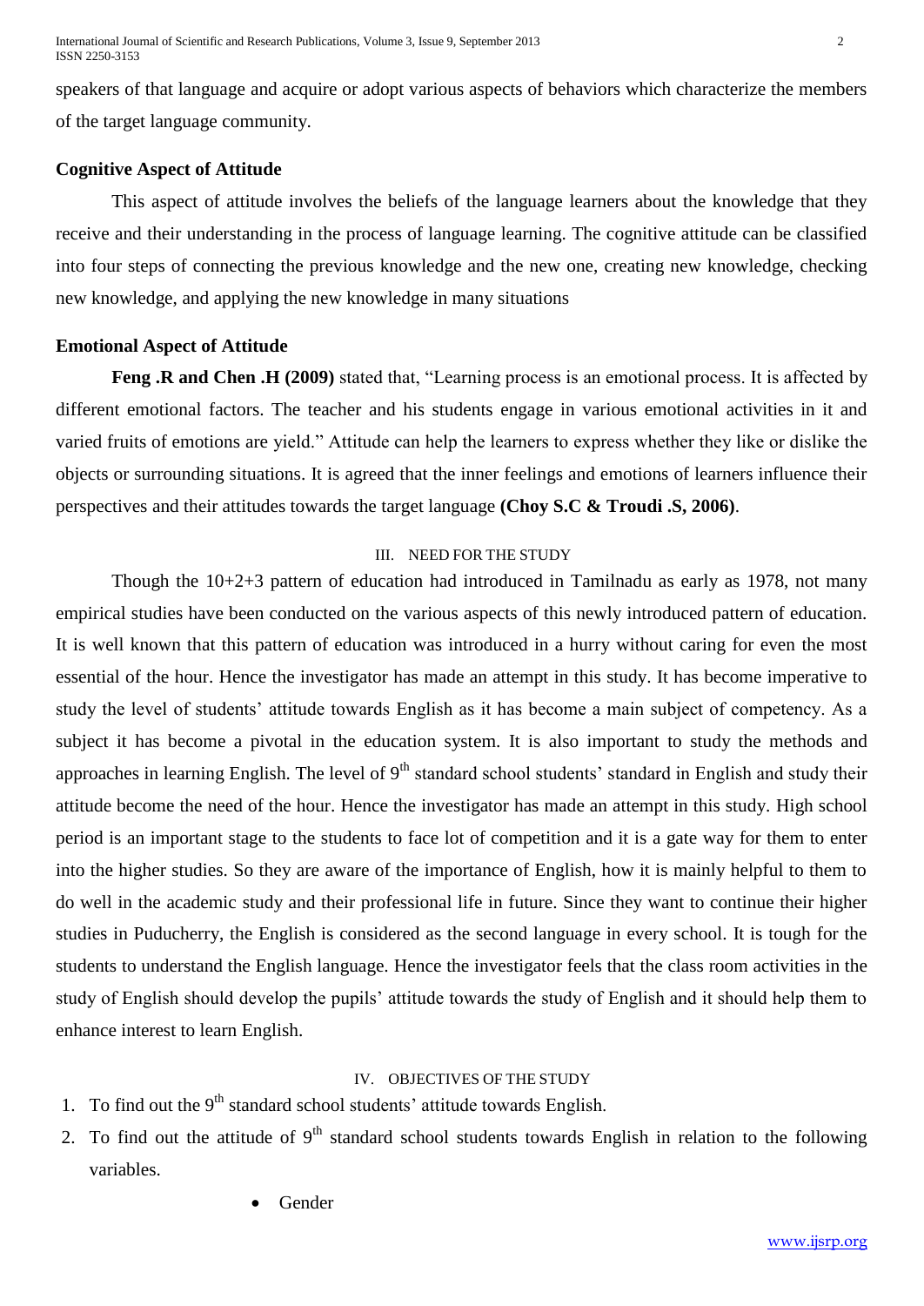speakers of that language and acquire or adopt various aspects of behaviors which characterize the members of the target language community.

### Cognitive Aspect of Attitude

This aspect of attitude involves the beliefs of the language learners about the knowledge that they receive and their understanding in the process of language learning. The cognitive attitude can be classified into four steps of connecting the previous knowledge and the new one, creating new knowledge, checking new knowledge, and applying the new knowledge in many situations

### Emotional Aspect of Attitude

**Feng .R and Chen .H (2009)** stated that, "Learning process is an emotional process. It is affected by different emotional factors. The teacher and his students engage in various emotional activities in it and varied fruits of emotions are yield." Attitude can help the learners to express whether they like or dislike the objects or surrounding situations. It is agreed that the inner feelings and emotions of learners influence their perspectives and their attitudes towards the target language **(Choy S.C & Troudi .S, 2006)**.

## III. NEED FOR THE STUDY

Though the 10+2+3 pattern of education had introduced in Tamilnadu as early as 1978, not many empirical studies have been conducted on the various aspects of this newly introduced pattern of education. It is well known that this pattern of education was introduced in a hurry without caring for even the most essential of the hour. Hence the investigator has made an attempt in this study. It has become imperative to study the level of students' attitude towards English as it has become a main subject of competency. As a subject it has become a pivotal in the education system. It is also important to study the methods and approaches in learning English. The level of 9th standard school students' standard in English and study their attitude become the need of the hour. Hence the investigator has made an attempt in this study. High school period is an important stage to the students to face lot of competition and it is a gate way for them to enter into the higher studies. So they are aware of the importance of English, how it is mainly helpful to them to do well in the academic study and their professional life in future. Since they want to continue their higher studies in Puducherry, the English is considered as the second language in every school. It is tough for the students to understand the English language. Hence the investigator feels that the class room activities in the study of English should develop the pupils' attitude towards the study of English and it should help them to enhance interest to learn English.

## IV. OBJECTIVES OF THE STUDY

1. To find out the 9th standard school students' attitude towards English.
2. To find out the attitude of 9th standard school students towards English in relation to the following variables.
    - Gender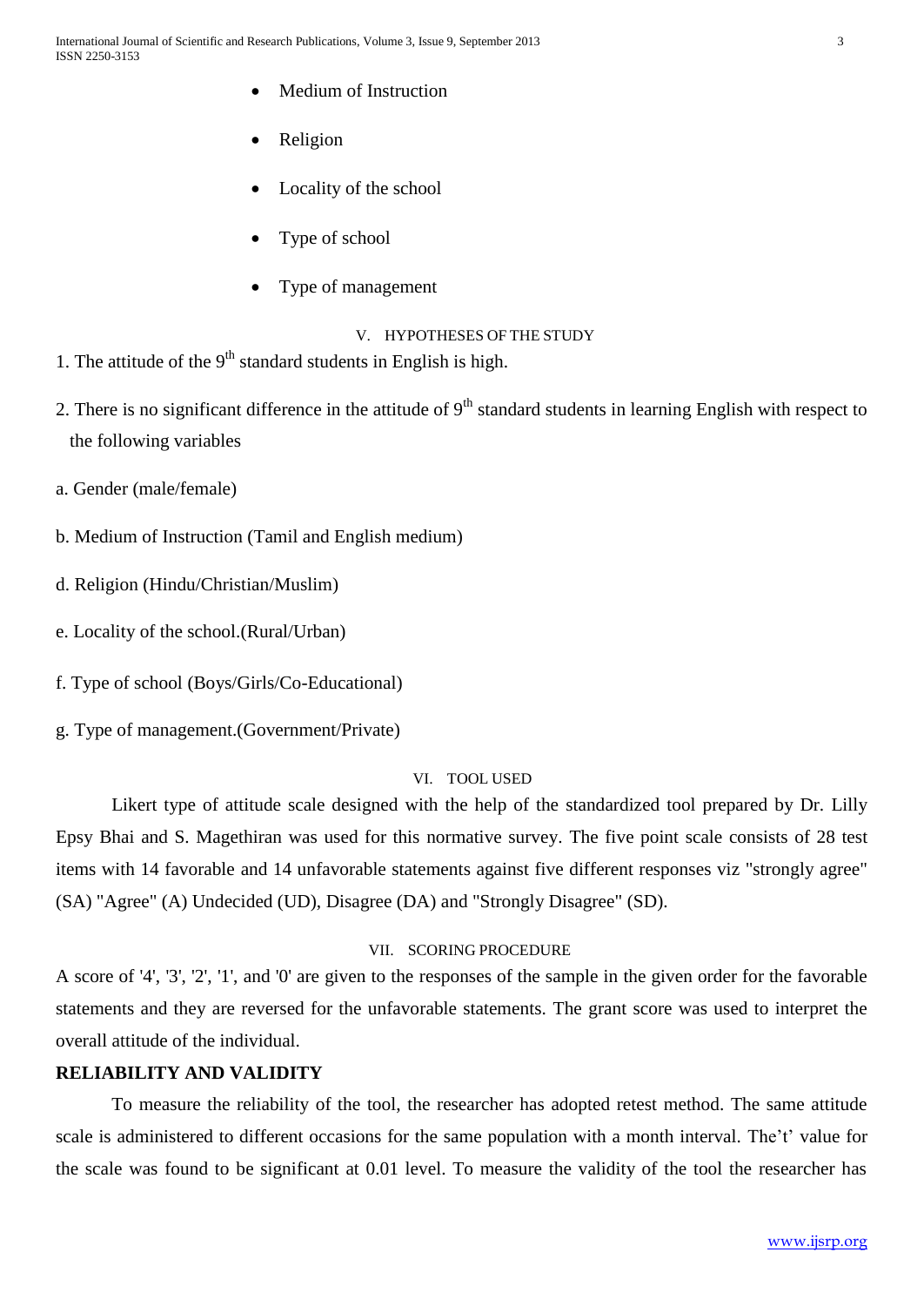- Medium of Instruction
- Religion
- Locality of the school
- Type of school
- Type of management

## V. HYPOTHESES OF THE STUDY

1. The attitude of the 9th standard students in English is high.

2. There is no significant difference in the attitude of 9th standard students in learning English with respect to the following variables

a. Gender (male/female)

b. Medium of Instruction (Tamil and English medium)

d. Religion (Hindu/Christian/Muslim)

e. Locality of the school.(Rural/Urban)

f. Type of school (Boys/Girls/Co-Educational)

g. Type of management.(Government/Private)

## VI. TOOL USED

Likert type of attitude scale designed with the help of the standardized tool prepared by Dr. Lilly Epsy Bhai and S. Magethiran was used for this normative survey. The five point scale consists of 28 test items with 14 favorable and 14 unfavorable statements against five different responses viz "strongly agree" (SA) "Agree" (A) Undecided (UD), Disagree (DA) and "Strongly Disagree" (SD).

## VII. SCORING PROCEDURE

A score of '4', '3', '2', '1', and '0' are given to the responses of the sample in the given order for the favorable statements and they are reversed for the unfavorable statements. The grant score was used to interpret the overall attitude of the individual.

**RELIABILITY AND VALIDITY**

To measure the reliability of the tool, the researcher has adopted retest method. The same attitude scale is administered to different occasions for the same population with a month interval. The't' value for the scale was found to be significant at 0.01 level. To measure the validity of the tool the researcher has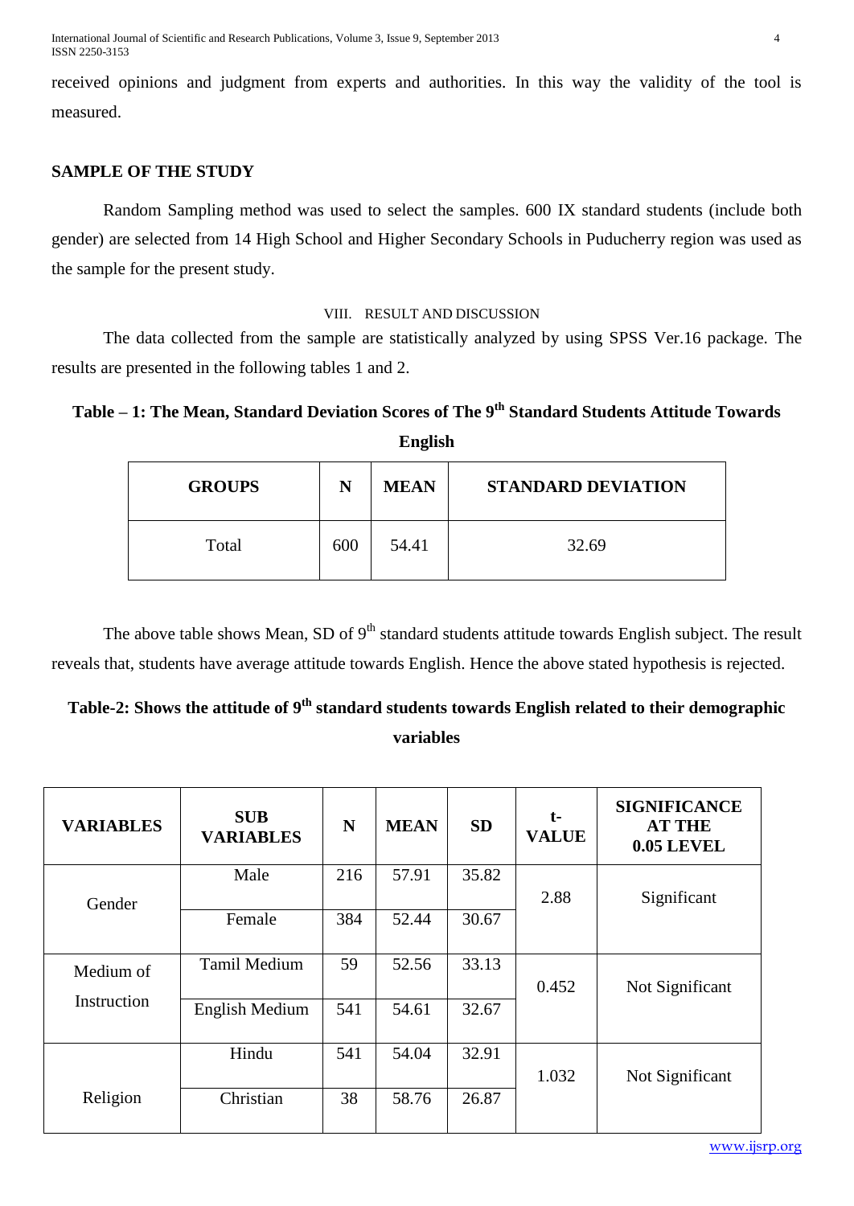received opinions and judgment from experts and authorities. In this way the validity of the tool is measured.

## SAMPLE OF THE STUDY

Random Sampling method was used to select the samples. 600 IX standard students (include both gender) are selected from 14 High School and Higher Secondary Schools in Puducherry region was used as the sample for the present study.

## VIII. RESULT AND DISCUSSION

The data collected from the sample are statistically analyzed by using SPSS Ver.16 package. The results are presented in the following tables 1 and 2.

**Table – 1: The Mean, Standard Deviation Scores of The 9th Standard Students Attitude Towards English**

| GROUPS | N | MEAN | STANDARD DEVIATION |
|---|---|---|---|
| Total | 600 | 54.41 | 32.69 |

The above table shows Mean, SD of 9th standard students attitude towards English subject. The result reveals that, students have average attitude towards English. Hence the above stated hypothesis is rejected.

**Table-2: Shows the attitude of 9th standard students towards English related to their demographic variables**

| VARIABLES | SUB VARIABLES | N | MEAN | SD | t-VALUE | SIGNIFICANCE AT THE 0.05 LEVEL |
|---|---|---|---|---|---|---|
| Gender | Male | 216 | 57.91 | 35.82 | 2.88 | Significant |
| | Female | 384 | 52.44 | 30.67 | | |
| Medium of Instruction | Tamil Medium | 59 | 52.56 | 33.13 | 0.452 | Not Significant |
| | English Medium | 541 | 54.61 | 32.67 | | |
| Religion | Hindu | 541 | 54.04 | 32.91 | 1.032 | Not Significant |
| | Christian | 38 | 58.76 | 26.87 | | |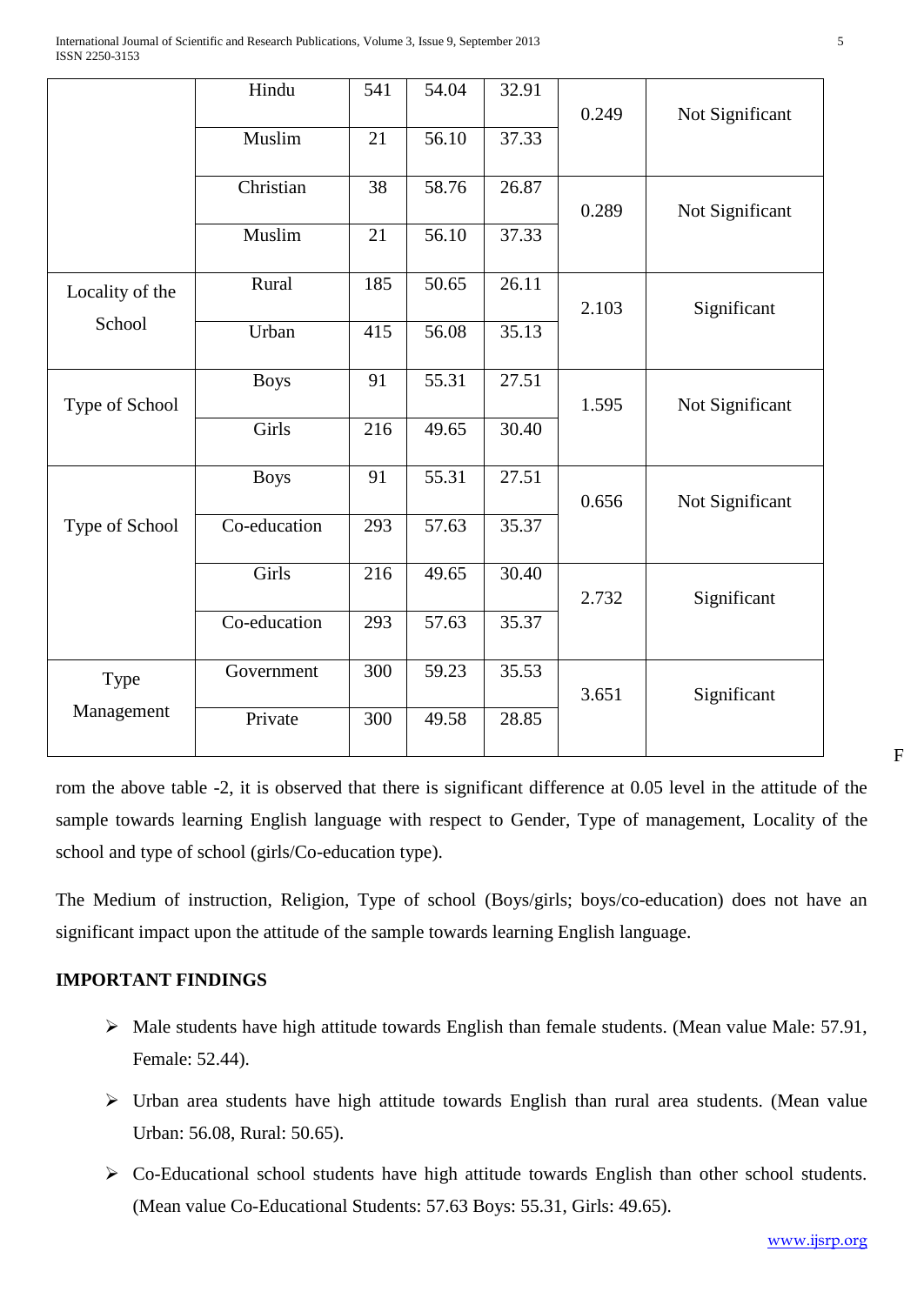| | Hindu | 541 | 54.04 | 32.91 | 0.249 | Not Significant |
|---|---|---|---|---|---|---|
| | Muslim | 21 | 56.10 | 37.33 | | |
| | Christian | 38 | 58.76 | 26.87 | 0.289 | Not Significant |
| | Muslim | 21 | 56.10 | 37.33 | | |
| Locality of the School | Rural | 185 | 50.65 | 26.11 | 2.103 | Significant |
| | Urban | 415 | 56.08 | 35.13 | | |
| Type of School | Boys | 91 | 55.31 | 27.51 | 1.595 | Not Significant |
| | Girls | 216 | 49.65 | 30.40 | | |
| Type of School | Boys | 91 | 55.31 | 27.51 | 0.656 | Not Significant |
| | Co-education | 293 | 57.63 | 35.37 | | |
| | Girls | 216 | 49.65 | 30.40 | 2.732 | Significant |
| | Co-education | 293 | 57.63 | 35.37 | | |
| Type Management | Government | 300 | 59.23 | 35.53 | 3.651 | Significant |
| | Private | 300 | 49.58 | 28.85 | | |

From the above table -2, it is observed that there is significant difference at 0.05 level in the attitude of the sample towards learning English language with respect to Gender, Type of management, Locality of the school and type of school (girls/Co-education type).

The Medium of instruction, Religion, Type of school (Boys/girls; boys/co-education) does not have an significant impact upon the attitude of the sample towards learning English language.

**IMPORTANT FINDINGS**

- Male students have high attitude towards English than female students. (Mean value Male: 57.91, Female: 52.44).
- Urban area students have high attitude towards English than rural area students. (Mean value Urban: 56.08, Rural: 50.65).
- Co-Educational school students have high attitude towards English than other school students. (Mean value Co-Educational Students: 57.63 Boys: 55.31, Girls: 49.65).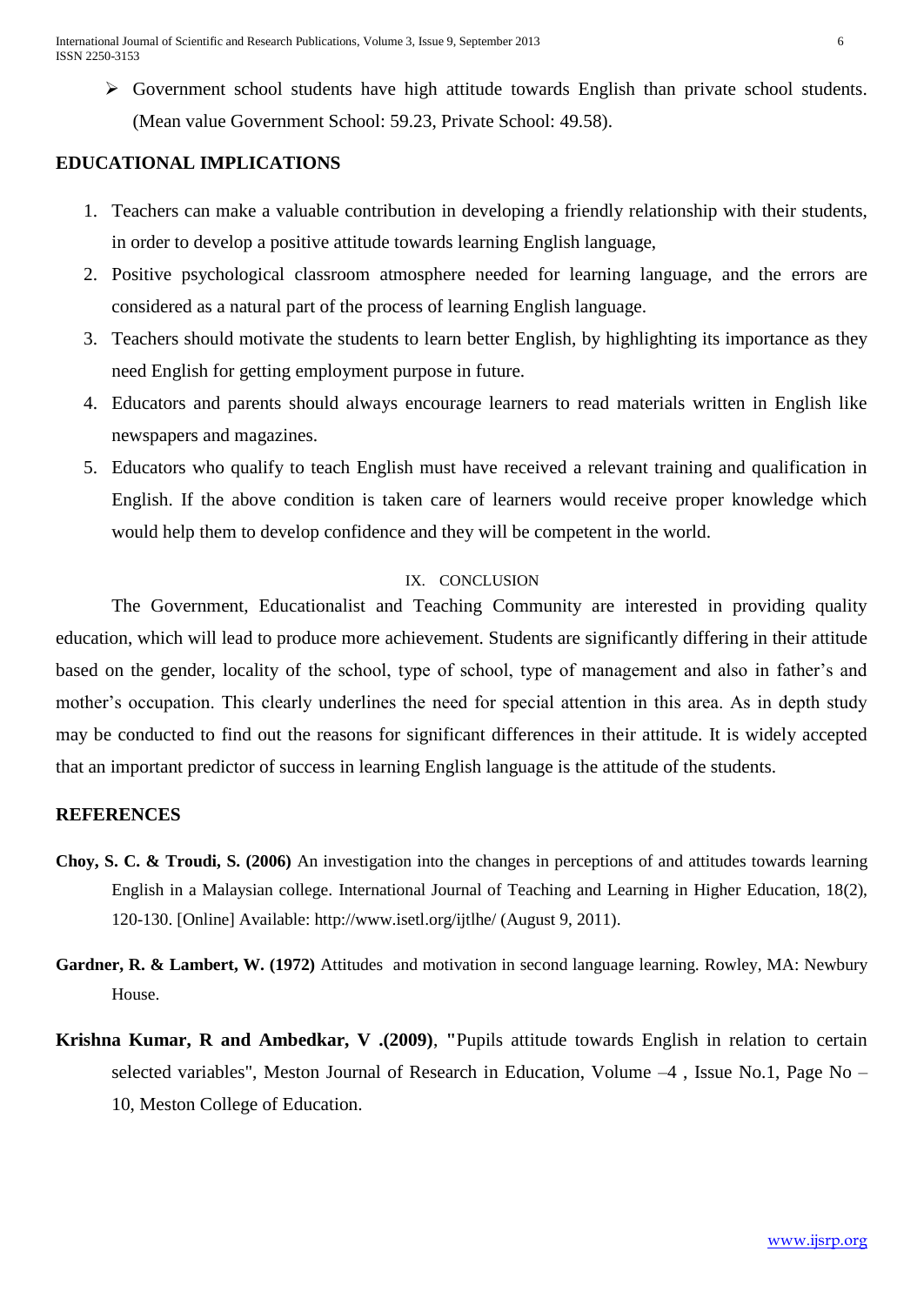- Government school students have high attitude towards English than private school students. (Mean value Government School: 59.23, Private School: 49.58).

## EDUCATIONAL IMPLICATIONS

1. Teachers can make a valuable contribution in developing a friendly relationship with their students, in order to develop a positive attitude towards learning English language,
2. Positive psychological classroom atmosphere needed for learning language, and the errors are considered as a natural part of the process of learning English language.
3. Teachers should motivate the students to learn better English, by highlighting its importance as they need English for getting employment purpose in future.
4. Educators and parents should always encourage learners to read materials written in English like newspapers and magazines.
5. Educators who qualify to teach English must have received a relevant training and qualification in English. If the above condition is taken care of learners would receive proper knowledge which would help them to develop confidence and they will be competent in the world.

## IX. CONCLUSION

The Government, Educationalist and Teaching Community are interested in providing quality education, which will lead to produce more achievement. Students are significantly differing in their attitude based on the gender, locality of the school, type of school, type of management and also in father's and mother's occupation. This clearly underlines the need for special attention in this area. As in depth study may be conducted to find out the reasons for significant differences in their attitude. It is widely accepted that an important predictor of success in learning English language is the attitude of the students.

## REFERENCES

**Choy, S. C. & Troudi, S. (2006)** An investigation into the changes in perceptions of and attitudes towards learning English in a Malaysian college. International Journal of Teaching and Learning in Higher Education, 18(2), 120-130. [Online] Available: http://www.isetl.org/ijtlhe/ (August 9, 2011).

**Gardner, R. & Lambert, W. (1972)** Attitudes and motivation in second language learning. Rowley, MA: Newbury House.

**Krishna Kumar, R and Ambedkar, V .(2009)**, **"**Pupils attitude towards English in relation to certain selected variables", Meston Journal of Research in Education, Volume –4 , Issue No.1, Page No – 10, Meston College of Education.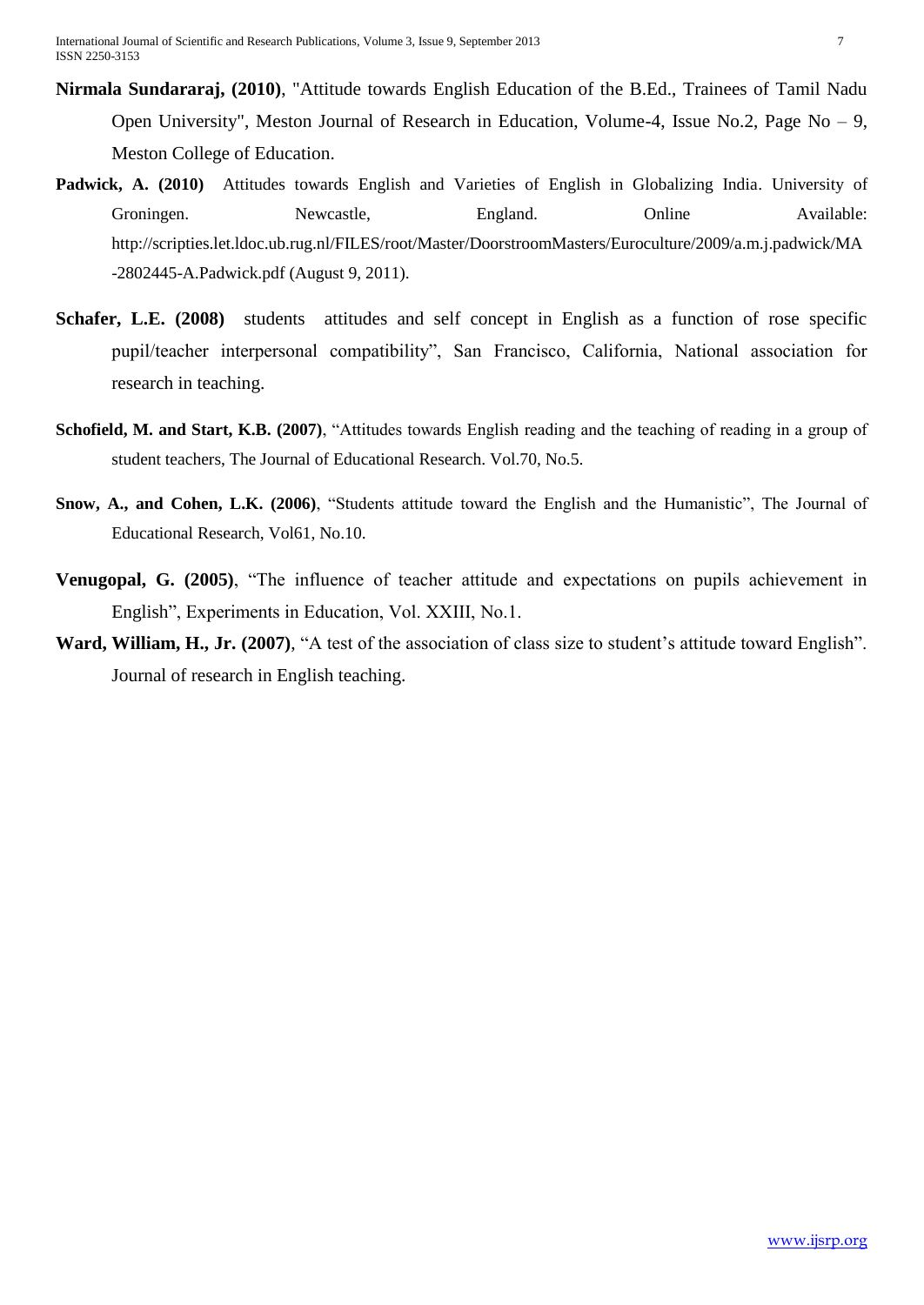**Nirmala Sundararaj, (2010)**, "Attitude towards English Education of the B.Ed., Trainees of Tamil Nadu Open University", Meston Journal of Research in Education, Volume-4, Issue No.2, Page No – 9, Meston College of Education.

**Padwick, A. (2010)** Attitudes towards English and Varieties of English in Globalizing India. University of Groningen. Newcastle, England. Online Available: http://scripties.let.ldoc.ub.rug.nl/FILES/root/Master/DoorstroomMasters/Euroculture/2009/a.m.j.padwick/MA-2802445-A.Padwick.pdf (August 9, 2011).

**Schafer, L.E. (2008)** students attitudes and self concept in English as a function of rose specific pupil/teacher interpersonal compatibility", San Francisco, California, National association for research in teaching.

**Schofield, M. and Start, K.B. (2007)**, "Attitudes towards English reading and the teaching of reading in a group of student teachers, The Journal of Educational Research. Vol.70, No.5.

**Snow, A., and Cohen, L.K. (2006)**, "Students attitude toward the English and the Humanistic", The Journal of Educational Research, Vol61, No.10.

**Venugopal, G. (2005)**, "The influence of teacher attitude and expectations on pupils achievement in English", Experiments in Education, Vol. XXIII, No.1.

**Ward, William, H., Jr. (2007)**, "A test of the association of class size to student's attitude toward English". Journal of research in English teaching.